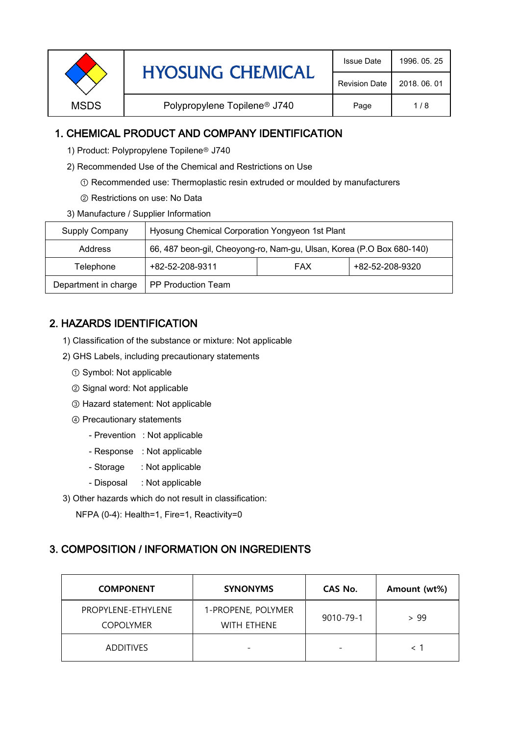| MSDS | HYOSUNG CHEMICAL | Issue Date | 1996. 05. 25 |
|---|---|---|---|
| | | Revision Date | 2018. 06. 01 |
| | Polypropylene Topilene® J740 | Page | 1 / 8 |

## 1. CHEMICAL PRODUCT AND COMPANY IDENTIFICATION

1) Product: Polypropylene Topilene® J740

2) Recommended Use of the Chemical and Restrictions on Use

① Recommended use: Thermoplastic resin extruded or moulded by manufacturers

② Restrictions on use: No Data

3) Manufacture / Supplier Information

| Supply Company | Hyosung Chemical Corporation Yongyeon 1st Plant | | |
|---|---|---|---|
| Address | 66, 487 beon-gil, Cheoyong-ro, Nam-gu, Ulsan, Korea (P.O Box 680-140) | | |
| Telephone | +82-52-208-9311 | FAX | +82-52-208-9320 |
| Department in charge | PP Production Team | | |

## 2. HAZARDS IDENTIFICATION

1) Classification of the substance or mixture: Not applicable

2) GHS Labels, including precautionary statements

① Symbol: Not applicable

② Signal word: Not applicable

③ Hazard statement: Not applicable

④ Precautionary statements

- Prevention : Not applicable
- Response : Not applicable
- Storage : Not applicable
- Disposal : Not applicable

3) Other hazards which do not result in classification:

NFPA (0-4): Health=1, Fire=1, Reactivity=0

## 3. COMPOSITION / INFORMATION ON INGREDIENTS

| COMPONENT | SYNONYMS | CAS No. | Amount (wt%) |
|---|---|---|---|
| PROPYLENE-ETHYLENE COPOLYMER | 1-PROPENE, POLYMER WITH ETHENE | 9010-79-1 | > 99 |
| ADDITIVES | - | - | < 1 |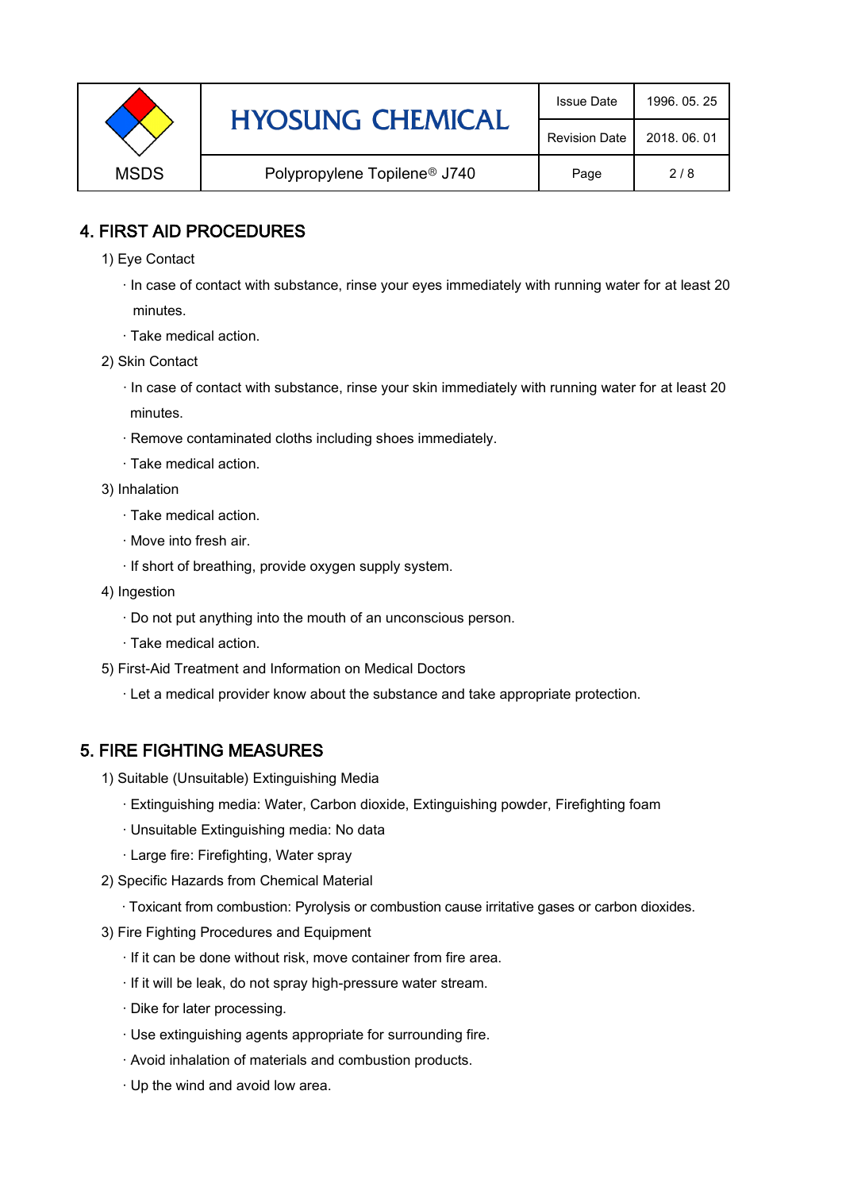## 4. FIRST AID PROCEDURES

1) Eye Contact

- In case of contact with substance, rinse your eyes immediately with running water for at least 20 minutes.
- Take medical action.

2) Skin Contact

- In case of contact with substance, rinse your skin immediately with running water for at least 20 minutes.
- Remove contaminated cloths including shoes immediately.
- Take medical action.

3) Inhalation

- Take medical action.
- Move into fresh air.
- If short of breathing, provide oxygen supply system.

4) Ingestion

- Do not put anything into the mouth of an unconscious person.
- Take medical action.

5) First-Aid Treatment and Information on Medical Doctors

- Let a medical provider know about the substance and take appropriate protection.

## 5. FIRE FIGHTING MEASURES

1) Suitable (Unsuitable) Extinguishing Media

- Extinguishing media: Water, Carbon dioxide, Extinguishing powder, Firefighting foam
- Unsuitable Extinguishing media: No data
- Large fire: Firefighting, Water spray

2) Specific Hazards from Chemical Material

- Toxicant from combustion: Pyrolysis or combustion cause irritative gases or carbon dioxides.

3) Fire Fighting Procedures and Equipment

- If it can be done without risk, move container from fire area.
- If it will be leak, do not spray high-pressure water stream.
- Dike for later processing.
- Use extinguishing agents appropriate for surrounding fire.
- Avoid inhalation of materials and combustion products.
- Up the wind and avoid low area.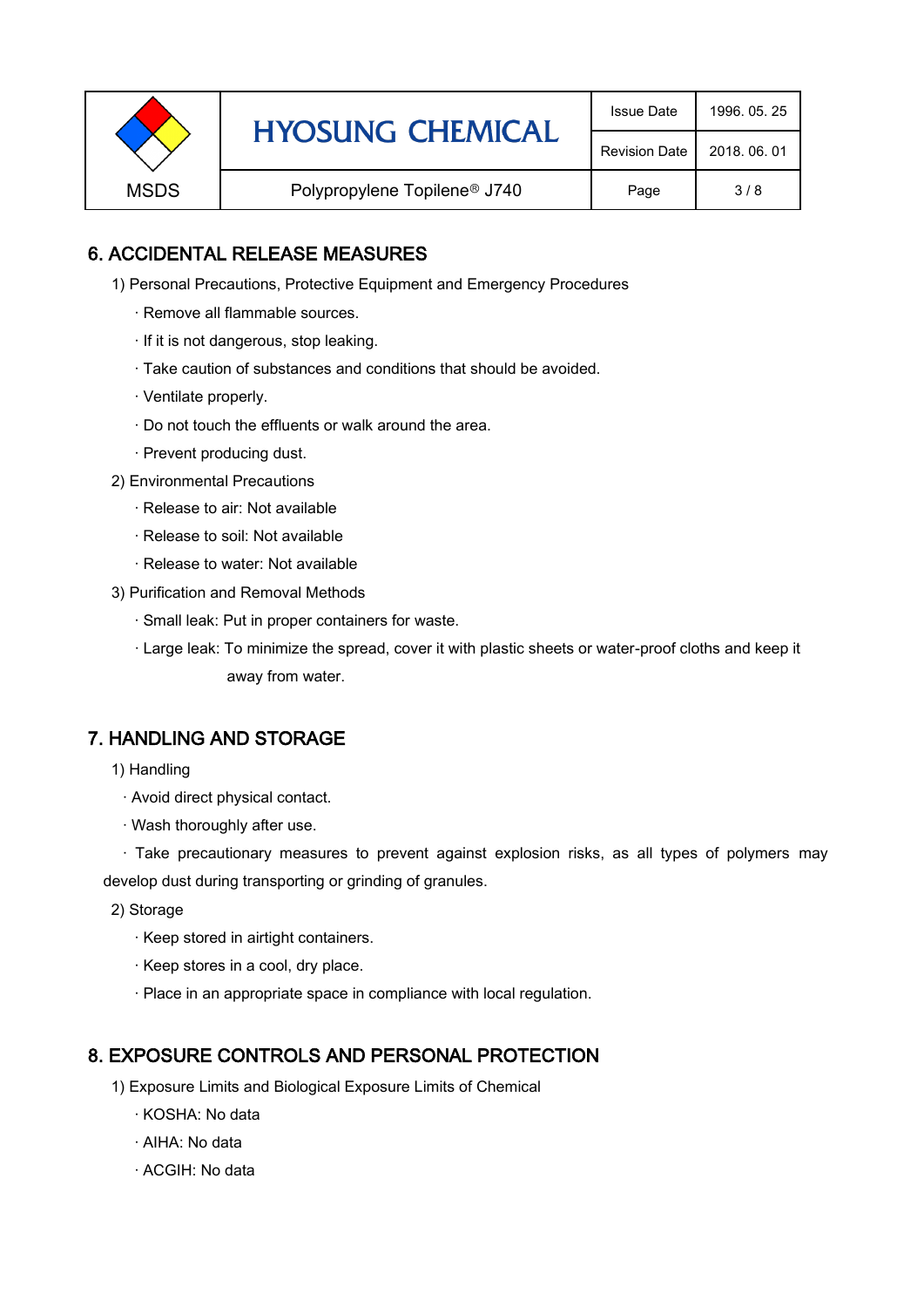## 6. ACCIDENTAL RELEASE MEASURES

1) Personal Precautions, Protective Equipment and Emergency Procedures

· Remove all flammable sources.

· If it is not dangerous, stop leaking.

· Take caution of substances and conditions that should be avoided.

· Ventilate properly.

· Do not touch the effluents or walk around the area.

· Prevent producing dust.

2) Environmental Precautions

· Release to air: Not available

· Release to soil: Not available

· Release to water: Not available

3) Purification and Removal Methods

· Small leak: Put in proper containers for waste.

· Large leak: To minimize the spread, cover it with plastic sheets or water-proof cloths and keep it away from water.

## 7. HANDLING AND STORAGE

1) Handling

· Avoid direct physical contact.

· Wash thoroughly after use.

· Take precautionary measures to prevent against explosion risks, as all types of polymers may develop dust during transporting or grinding of granules.

2) Storage

· Keep stored in airtight containers.

· Keep stores in a cool, dry place.

· Place in an appropriate space in compliance with local regulation.

## 8. EXPOSURE CONTROLS AND PERSONAL PROTECTION

1) Exposure Limits and Biological Exposure Limits of Chemical

· KOSHA: No data

· AIHA: No data

· ACGIH: No data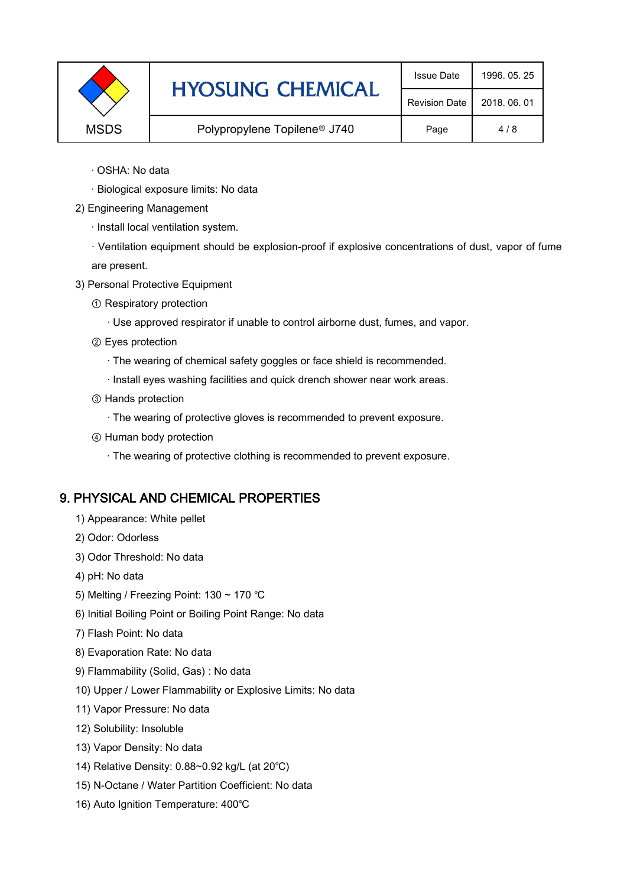· OSHA: No data

· Biological exposure limits: No data

2) Engineering Management

· Install local ventilation system.

· Ventilation equipment should be explosion-proof if explosive concentrations of dust, vapor of fume are present.

3) Personal Protective Equipment

① Respiratory protection

· Use approved respirator if unable to control airborne dust, fumes, and vapor.

② Eyes protection

· The wearing of chemical safety goggles or face shield is recommended.

· Install eyes washing facilities and quick drench shower near work areas.

③ Hands protection

· The wearing of protective gloves is recommended to prevent exposure.

④ Human body protection

· The wearing of protective clothing is recommended to prevent exposure.

## 9. PHYSICAL AND CHEMICAL PROPERTIES

1) Appearance: White pellet

2) Odor: Odorless

3) Odor Threshold: No data

4) pH: No data

5) Melting / Freezing Point: 130 ~ 170 ℃

6) Initial Boiling Point or Boiling Point Range: No data

7) Flash Point: No data

8) Evaporation Rate: No data

9) Flammability (Solid, Gas) : No data

10) Upper / Lower Flammability or Explosive Limits: No data

11) Vapor Pressure: No data

12) Solubility: Insoluble

13) Vapor Density: No data

14) Relative Density: 0.88~0.92 kg/L (at 20℃)

15) N-Octane / Water Partition Coefficient: No data

16) Auto Ignition Temperature: 400℃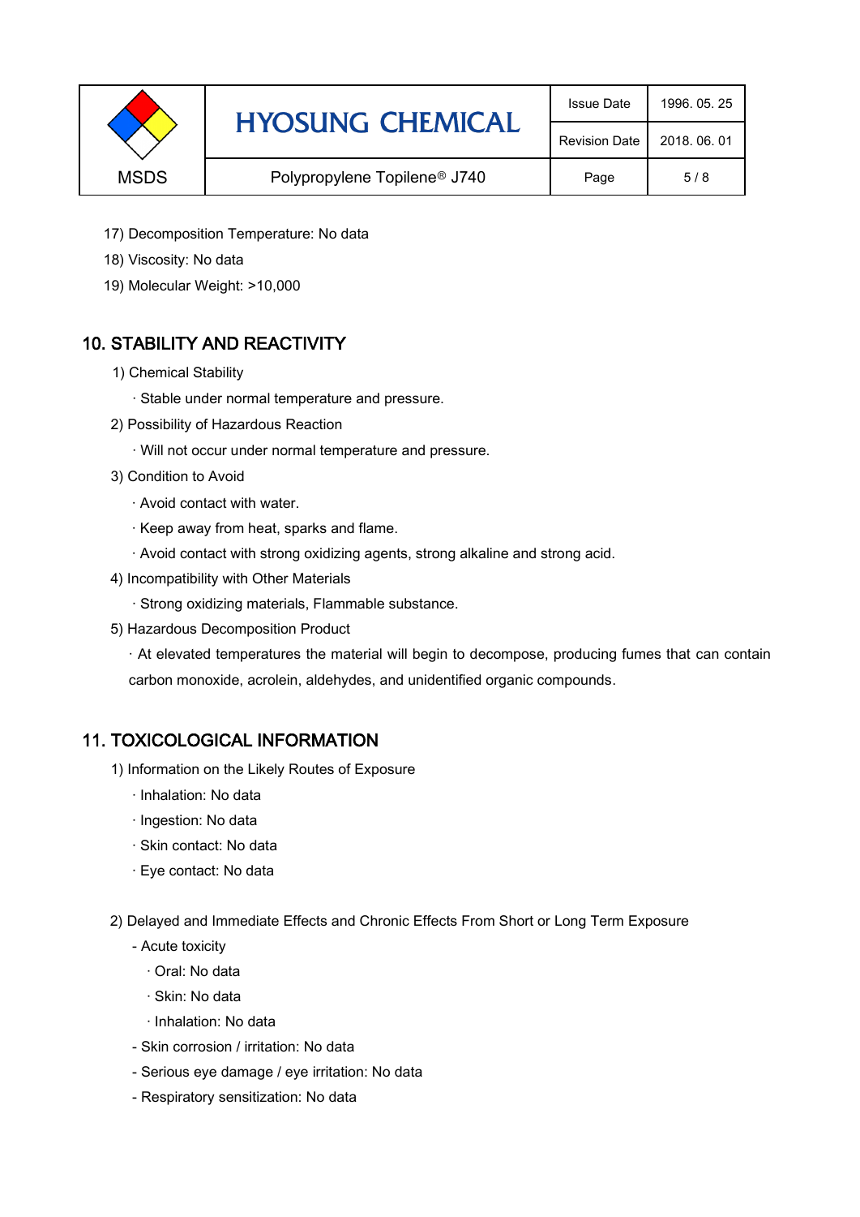17) Decomposition Temperature: No data

18) Viscosity: No data

19) Molecular Weight: >10,000

## 10. STABILITY AND REACTIVITY

1) Chemical Stability

· Stable under normal temperature and pressure.

2) Possibility of Hazardous Reaction

· Will not occur under normal temperature and pressure.

3) Condition to Avoid

· Avoid contact with water.

· Keep away from heat, sparks and flame.

· Avoid contact with strong oxidizing agents, strong alkaline and strong acid.

4) Incompatibility with Other Materials

· Strong oxidizing materials, Flammable substance.

5) Hazardous Decomposition Product

· At elevated temperatures the material will begin to decompose, producing fumes that can contain carbon monoxide, acrolein, aldehydes, and unidentified organic compounds.

## 11. TOXICOLOGICAL INFORMATION

1) Information on the Likely Routes of Exposure

· Inhalation: No data

· Ingestion: No data

· Skin contact: No data

· Eye contact: No data

2) Delayed and Immediate Effects and Chronic Effects From Short or Long Term Exposure

- Acute toxicity

  · Oral: No data

  · Skin: No data

  · Inhalation: No data

- Skin corrosion / irritation: No data

- Serious eye damage / eye irritation: No data

- Respiratory sensitization: No data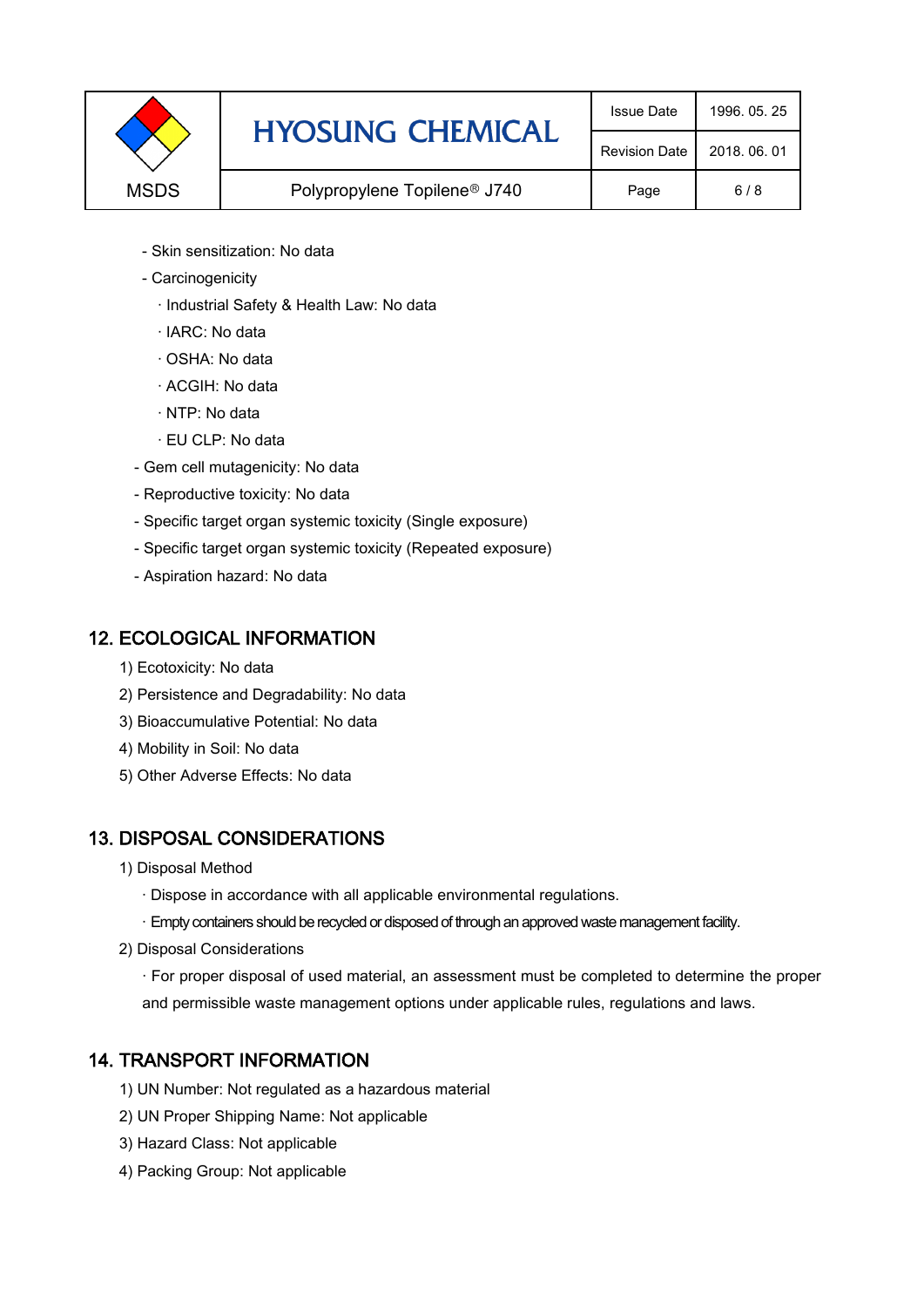- Skin sensitization: No data
- Carcinogenicity
  - · Industrial Safety & Health Law: No data
  - · IARC: No data
  - · OSHA: No data
  - · ACGIH: No data
  - · NTP: No data
  - · EU CLP: No data
- Gem cell mutagenicity: No data
- Reproductive toxicity: No data
- Specific target organ systemic toxicity (Single exposure)
- Specific target organ systemic toxicity (Repeated exposure)
- Aspiration hazard: No data

## 12. ECOLOGICAL INFORMATION

1) Ecotoxicity: No data
2) Persistence and Degradability: No data
3) Bioaccumulative Potential: No data
4) Mobility in Soil: No data
5) Other Adverse Effects: No data

## 13. DISPOSAL CONSIDERATIONS

1) Disposal Method
   - · Dispose in accordance with all applicable environmental regulations.
   - · Empty containers should be recycled or disposed of through an approved waste management facility.
2) Disposal Considerations
   - · For proper disposal of used material, an assessment must be completed to determine the proper and permissible waste management options under applicable rules, regulations and laws.

## 14. TRANSPORT INFORMATION

1) UN Number: Not regulated as a hazardous material
2) UN Proper Shipping Name: Not applicable
3) Hazard Class: Not applicable
4) Packing Group: Not applicable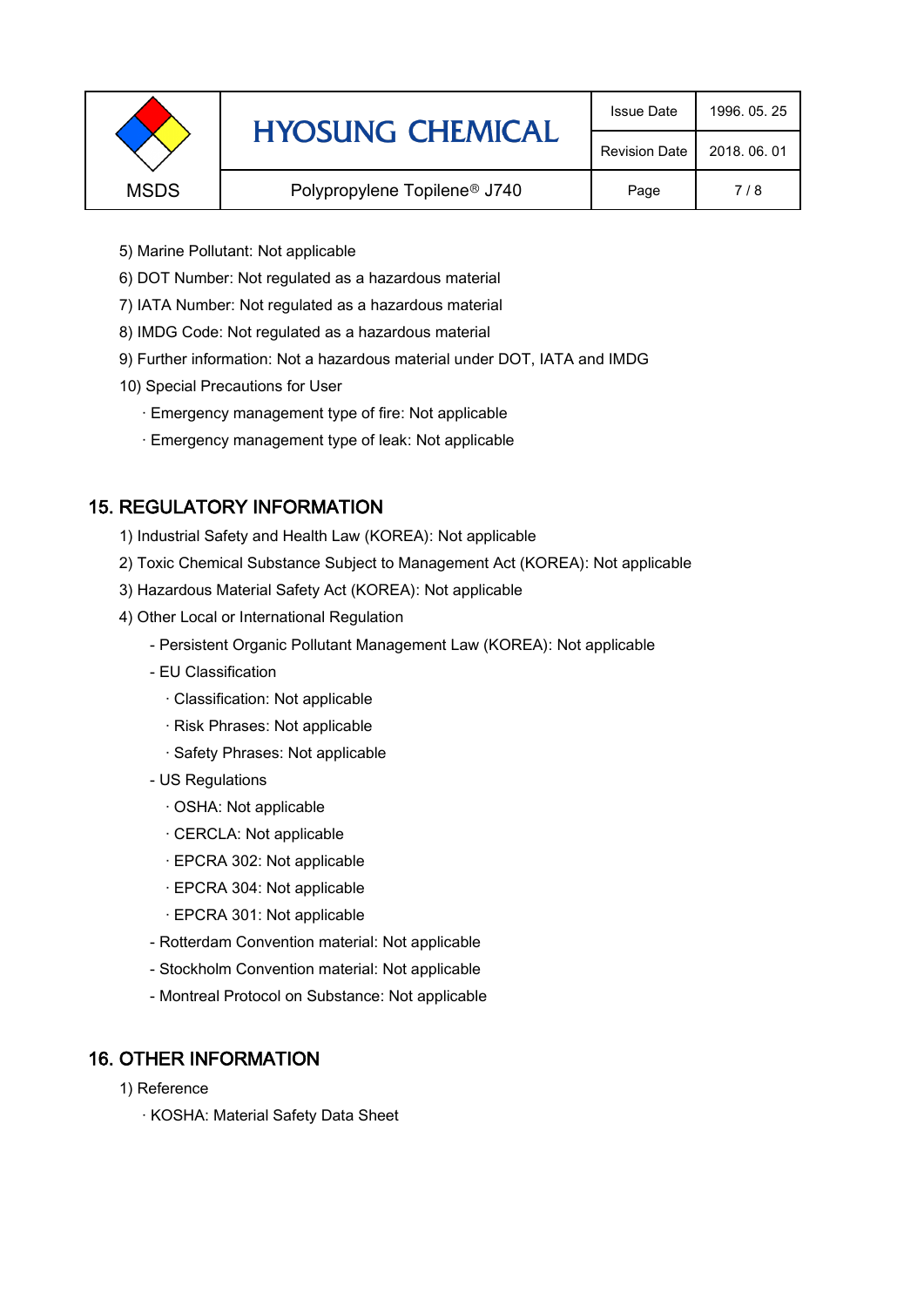5) Marine Pollutant: Not applicable

6) DOT Number: Not regulated as a hazardous material

7) IATA Number: Not regulated as a hazardous material

8) IMDG Code: Not regulated as a hazardous material

9) Further information: Not a hazardous material under DOT, IATA and IMDG

10) Special Precautions for User

· Emergency management type of fire: Not applicable

· Emergency management type of leak: Not applicable

## 15. REGULATORY INFORMATION

1) Industrial Safety and Health Law (KOREA): Not applicable

2) Toxic Chemical Substance Subject to Management Act (KOREA): Not applicable

3) Hazardous Material Safety Act (KOREA): Not applicable

4) Other Local or International Regulation

- Persistent Organic Pollutant Management Law (KOREA): Not applicable
- EU Classification
  - · Classification: Not applicable
  - · Risk Phrases: Not applicable
  - · Safety Phrases: Not applicable
- US Regulations
  - · OSHA: Not applicable
  - · CERCLA: Not applicable
  - · EPCRA 302: Not applicable
  - · EPCRA 304: Not applicable
  - · EPCRA 301: Not applicable
- Rotterdam Convention material: Not applicable
- Stockholm Convention material: Not applicable
- Montreal Protocol on Substance: Not applicable

## 16. OTHER INFORMATION

1) Reference

· KOSHA: Material Safety Data Sheet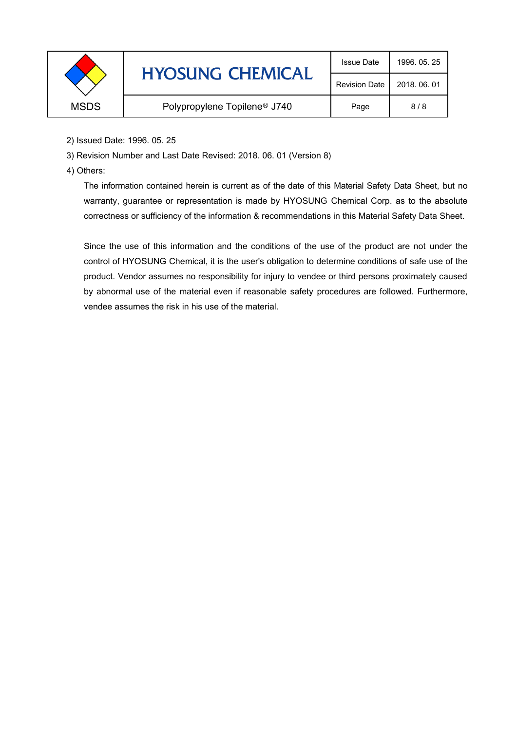2) Issued Date: 1996. 05. 25

3) Revision Number and Last Date Revised: 2018. 06. 01 (Version 8)

4) Others:

The information contained herein is current as of the date of this Material Safety Data Sheet, but no warranty, guarantee or representation is made by HYOSUNG Chemical Corp. as to the absolute correctness or sufficiency of the information & recommendations in this Material Safety Data Sheet.

Since the use of this information and the conditions of the use of the product are not under the control of HYOSUNG Chemical, it is the user's obligation to determine conditions of safe use of the product. Vendor assumes no responsibility for injury to vendee or third persons proximately caused by abnormal use of the material even if reasonable safety procedures are followed. Furthermore, vendee assumes the risk in his use of the material.